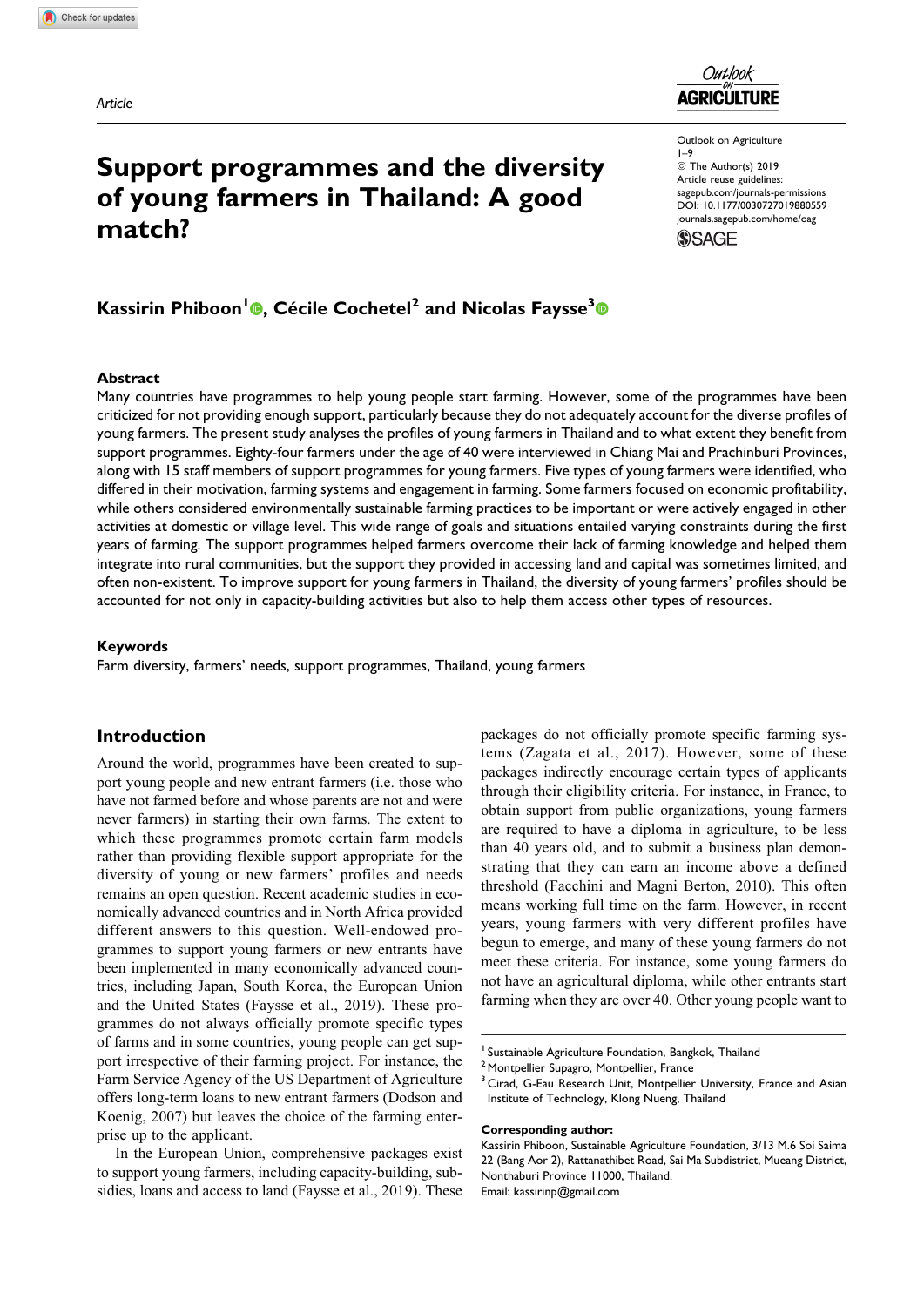*Article*

# Support programmes and the diversity of young farmers in Thailand: A good match?

**Kassirin Phiboon[1], Cécile Cochetel[2] and Nicolas Faysse[3]**

## Abstract

Many countries have programmes to help young people start farming. However, some of the programmes have been criticized for not providing enough support, particularly because they do not adequately account for the diverse profiles of young farmers. The present study analyses the profiles of young farmers in Thailand and to what extent they benefit from support programmes. Eighty-four farmers under the age of 40 were interviewed in Chiang Mai and Prachinburi Provinces, along with 15 staff members of support programmes for young farmers. Five types of young farmers were identified, who differed in their motivation, farming systems and engagement in farming. Some farmers focused on economic profitability, while others considered environmentally sustainable farming practices to be important or were actively engaged in other activities at domestic or village level. This wide range of goals and situations entailed varying constraints during the first years of farming. The support programmes helped farmers overcome their lack of farming knowledge and helped them integrate into rural communities, but the support they provided in accessing land and capital was sometimes limited, and often non-existent. To improve support for young farmers in Thailand, the diversity of young farmers' profiles should be accounted for not only in capacity-building activities but also to help them access other types of resources.

### Keywords

Farm diversity, farmers' needs, support programmes, Thailand, young farmers

## Introduction

Around the world, programmes have been created to support young people and new entrant farmers (i.e. those who have not farmed before and whose parents are not and were never farmers) in starting their own farms. The extent to which these programmes promote certain farm models rather than providing flexible support appropriate for the diversity of young or new farmers' profiles and needs remains an open question. Recent academic studies in economically advanced countries and in North Africa provided different answers to this question. Well-endowed programmes to support young farmers or new entrants have been implemented in many economically advanced countries, including Japan, South Korea, the European Union and the United States (Faysse et al., 2019). These programmes do not always officially promote specific types of farms and in some countries, young people can get support irrespective of their farming project. For instance, the Farm Service Agency of the US Department of Agriculture offers long-term loans to new entrant farmers (Dodson and Koenig, 2007) but leaves the choice of the farming enterprise up to the applicant.

In the European Union, comprehensive packages exist to support young farmers, including capacity-building, subsidies, loans and access to land (Faysse et al., 2019). These packages do not officially promote specific farming systems (Zagata et al., 2017). However, some of these packages indirectly encourage certain types of applicants through their eligibility criteria. For instance, in France, to obtain support from public organizations, young farmers are required to have a diploma in agriculture, to be less than 40 years old, and to submit a business plan demonstrating that they can earn an income above a defined threshold (Facchini and Magni Berton, 2010). This often means working full time on the farm. However, in recent years, young farmers with very different profiles have begun to emerge, and many of these young farmers do not meet these criteria. For instance, some young farmers do not have an agricultural diploma, while other entrants start farming when they are over 40. Other young people want to

---

[1] Sustainable Agriculture Foundation, Bangkok, Thailand

[2] Montpellier Supagro, Montpellier, France

[3] Cirad, G-Eau Research Unit, Montpellier University, France and Asian Institute of Technology, Klong Nueng, Thailand

**Corresponding author:**

Kassirin Phiboon, Sustainable Agriculture Foundation, 3/13 M.6 Soi Saima 22 (Bang Aor 2), Rattanathibet Road, Sai Ma Subdistrict, Mueang District, Nonthaburi Province 11000, Thailand.

Email: kassirinp@gmail.com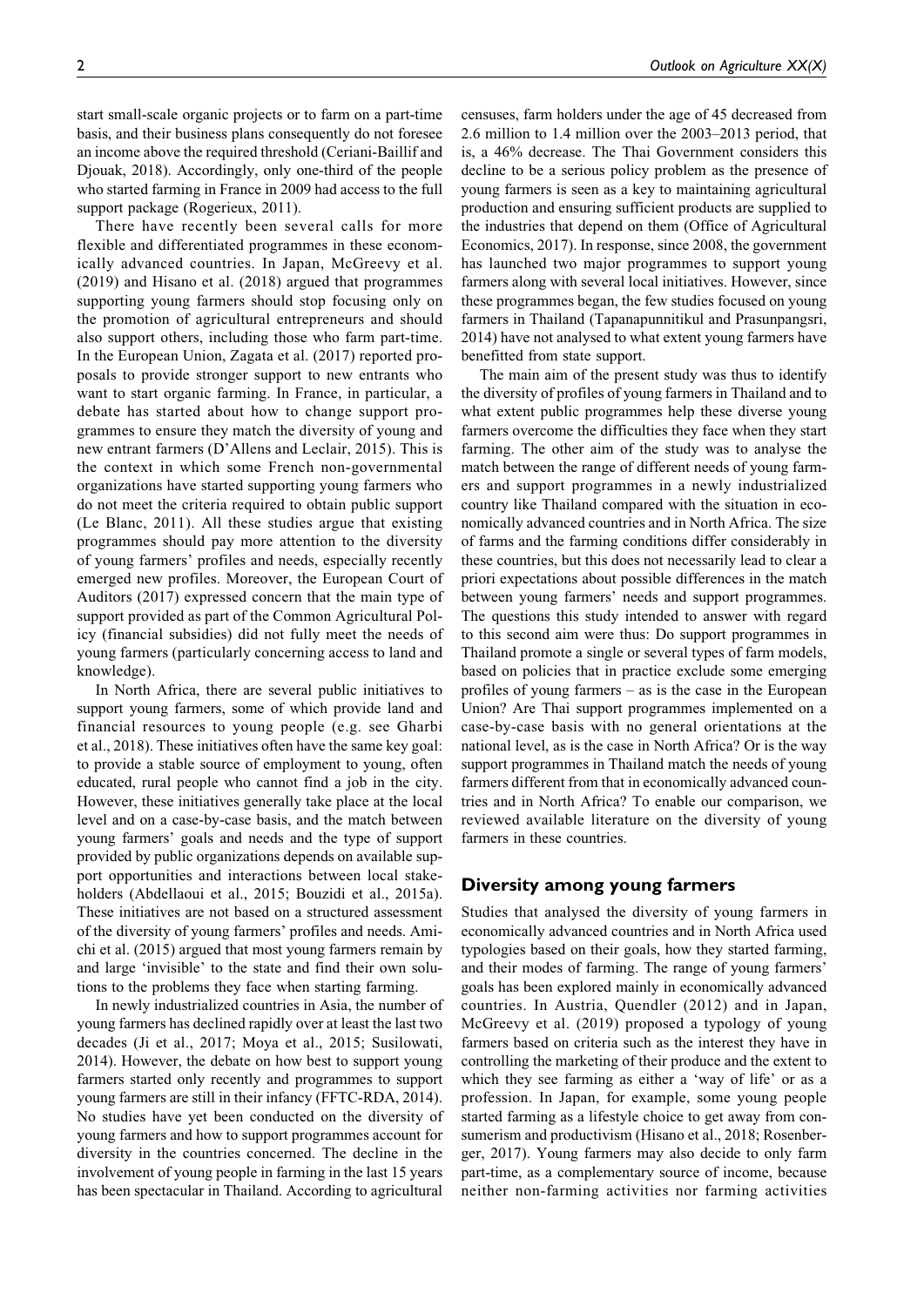start small-scale organic projects or to farm on a part-time basis, and their business plans consequently do not foresee an income above the required threshold (Ceriani-Baillif and Djouak, 2018). Accordingly, only one-third of the people who started farming in France in 2009 had access to the full support package (Rogerieux, 2011).

There have recently been several calls for more flexible and differentiated programmes in these economically advanced countries. In Japan, McGreevy et al. (2019) and Hisano et al. (2018) argued that programmes supporting young farmers should stop focusing only on the promotion of agricultural entrepreneurs and should also support others, including those who farm part-time. In the European Union, Zagata et al. (2017) reported proposals to provide stronger support to new entrants who want to start organic farming. In France, in particular, a debate has started about how to change support programmes to ensure they match the diversity of young and new entrant farmers (D'Allens and Leclair, 2015). This is the context in which some French non-governmental organizations have started supporting young farmers who do not meet the criteria required to obtain public support (Le Blanc, 2011). All these studies argue that existing programmes should pay more attention to the diversity of young farmers' profiles and needs, especially recently emerged new profiles. Moreover, the European Court of Auditors (2017) expressed concern that the main type of support provided as part of the Common Agricultural Policy (financial subsidies) did not fully meet the needs of young farmers (particularly concerning access to land and knowledge).

In North Africa, there are several public initiatives to support young farmers, some of which provide land and financial resources to young people (e.g. see Gharbi et al., 2018). These initiatives often have the same key goal: to provide a stable source of employment to young, often educated, rural people who cannot find a job in the city. However, these initiatives generally take place at the local level and on a case-by-case basis, and the match between young farmers' goals and needs and the type of support provided by public organizations depends on available support opportunities and interactions between local stakeholders (Abdellaoui et al., 2015; Bouzidi et al., 2015a). These initiatives are not based on a structured assessment of the diversity of young farmers' profiles and needs. Amichi et al. (2015) argued that most young farmers remain by and large 'invisible' to the state and find their own solutions to the problems they face when starting farming.

In newly industrialized countries in Asia, the number of young farmers has declined rapidly over at least the last two decades (Ji et al., 2017; Moya et al., 2015; Susilowati, 2014). However, the debate on how best to support young farmers started only recently and programmes to support young farmers are still in their infancy (FFTC-RDA, 2014). No studies have yet been conducted on the diversity of young farmers and how to support programmes account for diversity in the countries concerned. The decline in the involvement of young people in farming in the last 15 years has been spectacular in Thailand. According to agricultural censuses, farm holders under the age of 45 decreased from 2.6 million to 1.4 million over the 2003–2013 period, that is, a 46% decrease. The Thai Government considers this decline to be a serious policy problem as the presence of young farmers is seen as a key to maintaining agricultural production and ensuring sufficient products are supplied to the industries that depend on them (Office of Agricultural Economics, 2017). In response, since 2008, the government has launched two major programmes to support young farmers along with several local initiatives. However, since these programmes began, the few studies focused on young farmers in Thailand (Tapanapunnitikul and Prasunpangsri, 2014) have not analysed to what extent young farmers have benefitted from state support.

The main aim of the present study was thus to identify the diversity of profiles of young farmers in Thailand and to what extent public programmes help these diverse young farmers overcome the difficulties they face when they start farming. The other aim of the study was to analyse the match between the range of different needs of young farmers and support programmes in a newly industrialized country like Thailand compared with the situation in economically advanced countries and in North Africa. The size of farms and the farming conditions differ considerably in these countries, but this does not necessarily lead to clear a priori expectations about possible differences in the match between young farmers' needs and support programmes. The questions this study intended to answer with regard to this second aim were thus: Do support programmes in Thailand promote a single or several types of farm models, based on policies that in practice exclude some emerging profiles of young farmers – as is the case in the European Union? Are Thai support programmes implemented on a case-by-case basis with no general orientations at the national level, as is the case in North Africa? Or is the way support programmes in Thailand match the needs of young farmers different from that in economically advanced countries and in North Africa? To enable our comparison, we reviewed available literature on the diversity of young farmers in these countries.

## Diversity among young farmers

Studies that analysed the diversity of young farmers in economically advanced countries and in North Africa used typologies based on their goals, how they started farming, and their modes of farming. The range of young farmers' goals has been explored mainly in economically advanced countries. In Austria, Quendler (2012) and in Japan, McGreevy et al. (2019) proposed a typology of young farmers based on criteria such as the interest they have in controlling the marketing of their produce and the extent to which they see farming as either a 'way of life' or as a profession. In Japan, for example, some young people started farming as a lifestyle choice to get away from consumerism and productivism (Hisano et al., 2018; Rosenberger, 2017). Young farmers may also decide to only farm part-time, as a complementary source of income, because neither non-farming activities nor farming activities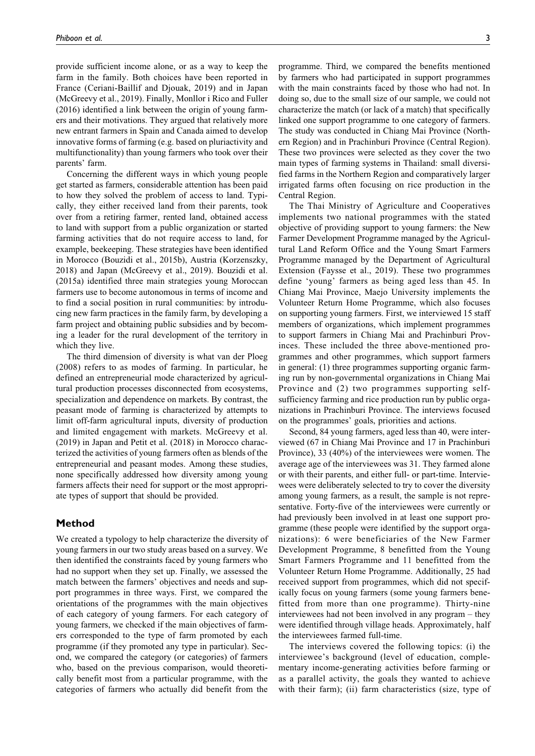provide sufficient income alone, or as a way to keep the farm in the family. Both choices have been reported in France (Ceriani-Baillif and Djouak, 2019) and in Japan (McGreevy et al., 2019). Finally, Monllor i Rico and Fuller (2016) identified a link between the origin of young farmers and their motivations. They argued that relatively more new entrant farmers in Spain and Canada aimed to develop innovative forms of farming (e.g. based on pluriactivity and multifunctionality) than young farmers who took over their parents' farm.

Concerning the different ways in which young people get started as farmers, considerable attention has been paid to how they solved the problem of access to land. Typically, they either received land from their parents, took over from a retiring farmer, rented land, obtained access to land with support from a public organization or started farming activities that do not require access to land, for example, beekeeping. These strategies have been identified in Morocco (Bouzidi et al., 2015b), Austria (Korzenszky, 2018) and Japan (McGreevy et al., 2019). Bouzidi et al. (2015a) identified three main strategies young Moroccan farmers use to become autonomous in terms of income and to find a social position in rural communities: by introducing new farm practices in the family farm, by developing a farm project and obtaining public subsidies and by becoming a leader for the rural development of the territory in which they live.

The third dimension of diversity is what van der Ploeg (2008) refers to as modes of farming. In particular, he defined an entrepreneurial mode characterized by agricultural production processes disconnected from ecosystems, specialization and dependence on markets. By contrast, the peasant mode of farming is characterized by attempts to limit off-farm agricultural inputs, diversity of production and limited engagement with markets. McGreevy et al. (2019) in Japan and Petit et al. (2018) in Morocco characterized the activities of young farmers often as blends of the entrepreneurial and peasant modes. Among these studies, none specifically addressed how diversity among young farmers affects their need for support or the most appropriate types of support that should be provided.

## Method

We created a typology to help characterize the diversity of young farmers in our two study areas based on a survey. We then identified the constraints faced by young farmers who had no support when they set up. Finally, we assessed the match between the farmers' objectives and needs and support programmes in three ways. First, we compared the orientations of the programmes with the main objectives of each category of young farmers. For each category of young farmers, we checked if the main objectives of farmers corresponded to the type of farm promoted by each programme (if they promoted any type in particular). Second, we compared the category (or categories) of farmers who, based on the previous comparison, would theoretically benefit most from a particular programme, with the categories of farmers who actually did benefit from the programme. Third, we compared the benefits mentioned by farmers who had participated in support programmes with the main constraints faced by those who had not. In doing so, due to the small size of our sample, we could not characterize the match (or lack of a match) that specifically linked one support programme to one category of farmers. The study was conducted in Chiang Mai Province (Northern Region) and in Prachinburi Province (Central Region). These two provinces were selected as they cover the two main types of farming systems in Thailand: small diversified farms in the Northern Region and comparatively larger irrigated farms often focusing on rice production in the Central Region.

The Thai Ministry of Agriculture and Cooperatives implements two national programmes with the stated objective of providing support to young farmers: the New Farmer Development Programme managed by the Agricultural Land Reform Office and the Young Smart Farmers Programme managed by the Department of Agricultural Extension (Faysse et al., 2019). These two programmes define 'young' farmers as being aged less than 45. In Chiang Mai Province, Maejo University implements the Volunteer Return Home Programme, which also focuses on supporting young farmers. First, we interviewed 15 staff members of organizations, which implement programmes to support farmers in Chiang Mai and Prachinburi Provinces. These included the three above-mentioned programmes and other programmes, which support farmers in general: (1) three programmes supporting organic farming run by non-governmental organizations in Chiang Mai Province and (2) two programmes supporting self-sufficiency farming and rice production run by public organizations in Prachinburi Province. The interviews focused on the programmes' goals, priorities and actions.

Second, 84 young farmers, aged less than 40, were interviewed (67 in Chiang Mai Province and 17 in Prachinburi Province), 33 (40%) of the interviewees were women. The average age of the interviewees was 31. They farmed alone or with their parents, and either full- or part-time. Interviewees were deliberately selected to try to cover the diversity among young farmers, as a result, the sample is not representative. Forty-five of the interviewees were currently or had previously been involved in at least one support programme (these people were identified by the support organizations): 6 were beneficiaries of the New Farmer Development Programme, 8 benefitted from the Young Smart Farmers Programme and 11 benefitted from the Volunteer Return Home Programme. Additionally, 25 had received support from programmes, which did not specifically focus on young farmers (some young farmers benefitted from more than one programme). Thirty-nine interviewees had not been involved in any program – they were identified through village heads. Approximately, half the interviewees farmed full-time.

The interviews covered the following topics: (i) the interviewee's background (level of education, complementary income-generating activities before farming or as a parallel activity, the goals they wanted to achieve with their farm); (ii) farm characteristics (size, type of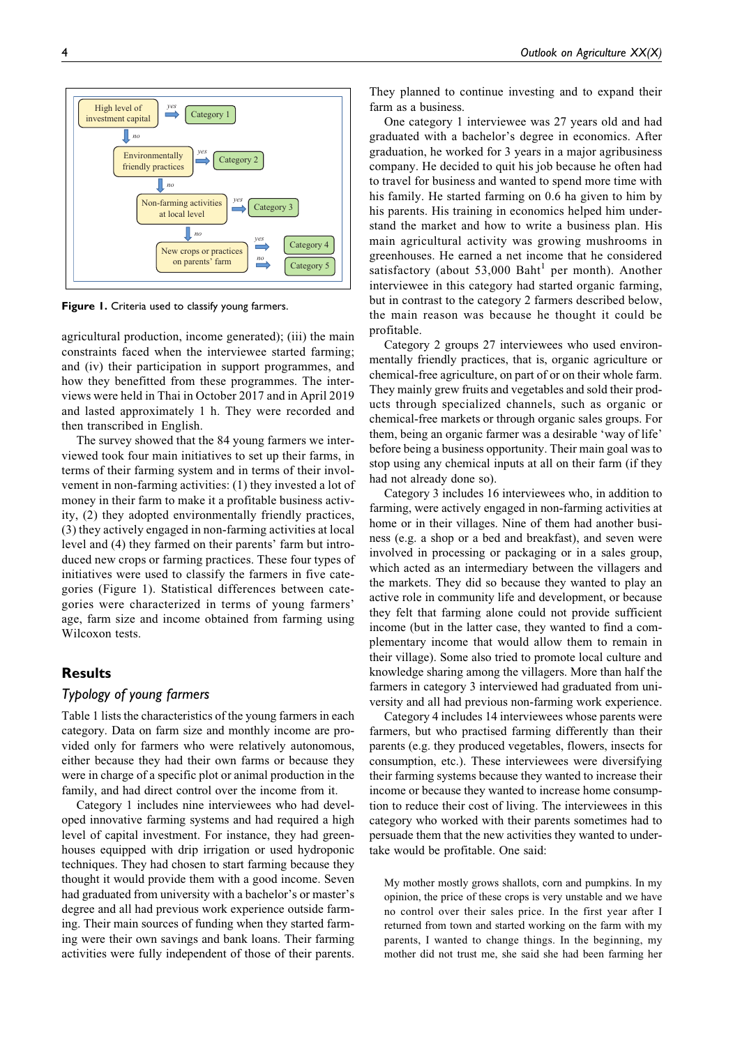High level of investment capital → yes → Category 1
↓ no
Environmentally friendly practices → yes → Category 2
↓ no
Non-farming activities at local level → yes → Category 3
↓ no
New crops or practices on parents' farm → yes → Category 4; no → Category 5

**Figure 1.** Criteria used to classify young farmers.

agricultural production, income generated); (iii) the main constraints faced when the interviewee started farming; and (iv) their participation in support programmes, and how they benefitted from these programmes. The interviews were held in Thai in October 2017 and in April 2019 and lasted approximately 1 h. They were recorded and then transcribed in English.

The survey showed that the 84 young farmers we interviewed took four main initiatives to set up their farms, in terms of their farming system and in terms of their involvement in non-farming activities: (1) they invested a lot of money in their farm to make it a profitable business activity, (2) they adopted environmentally friendly practices, (3) they actively engaged in non-farming activities at local level and (4) they farmed on their parents' farm but introduced new crops or farming practices. These four types of initiatives were used to classify the farmers in five categories (Figure 1). Statistical differences between categories were characterized in terms of young farmers' age, farm size and income obtained from farming using Wilcoxon tests.

## Results

### *Typology of young farmers*

Table 1 lists the characteristics of the young farmers in each category. Data on farm size and monthly income are provided only for farmers who were relatively autonomous, either because they had their own farms or because they were in charge of a specific plot or animal production in the family, and had direct control over the income from it.

Category 1 includes nine interviewees who had developed innovative farming systems and had required a high level of capital investment. For instance, they had greenhouses equipped with drip irrigation or used hydroponic techniques. They had chosen to start farming because they thought it would provide them with a good income. Seven had graduated from university with a bachelor's or master's degree and all had previous work experience outside farming. Their main sources of funding when they started farming were their own savings and bank loans. Their farming activities were fully independent of those of their parents. They planned to continue investing and to expand their farm as a business.

One category 1 interviewee was 27 years old and had graduated with a bachelor's degree in economics. After graduation, he worked for 3 years in a major agribusiness company. He decided to quit his job because he often had to travel for business and wanted to spend more time with his family. He started farming on 0.6 ha given to him by his parents. His training in economics helped him understand the market and how to write a business plan. His main agricultural activity was growing mushrooms in greenhouses. He earned a net income that he considered satisfactory (about 53,000 Baht[1] per month). Another interviewee in this category had started organic farming, but in contrast to the category 2 farmers described below, the main reason was because he thought it could be profitable.

Category 2 groups 27 interviewees who used environmentally friendly practices, that is, organic agriculture or chemical-free agriculture, on part of or on their whole farm. They mainly grew fruits and vegetables and sold their products through specialized channels, such as organic or chemical-free markets or through organic sales groups. For them, being an organic farmer was a desirable 'way of life' before being a business opportunity. Their main goal was to stop using any chemical inputs at all on their farm (if they had not already done so).

Category 3 includes 16 interviewees who, in addition to farming, were actively engaged in non-farming activities at home or in their villages. Nine of them had another business (e.g. a shop or a bed and breakfast), and seven were involved in processing or packaging or in a sales group, which acted as an intermediary between the villagers and the markets. They did so because they wanted to play an active role in community life and development, or because they felt that farming alone could not provide sufficient income (but in the latter case, they wanted to find a complementary income that would allow them to remain in their village). Some also tried to promote local culture and knowledge sharing among the villagers. More than half the farmers in category 3 interviewed had graduated from university and all had previous non-farming work experience.

Category 4 includes 14 interviewees whose parents were farmers, but who practised farming differently than their parents (e.g. they produced vegetables, flowers, insects for consumption, etc.). These interviewees were diversifying their farming systems because they wanted to increase their income or because they wanted to increase home consumption to reduce their cost of living. The interviewees in this category who worked with their parents sometimes had to persuade them that the new activities they wanted to undertake would be profitable. One said:

> My mother mostly grows shallots, corn and pumpkins. In my opinion, the price of these crops is very unstable and we have no control over their sales price. In the first year after I returned from town and started working on the farm with my parents, I wanted to change things. In the beginning, my mother did not trust me, she said she had been farming her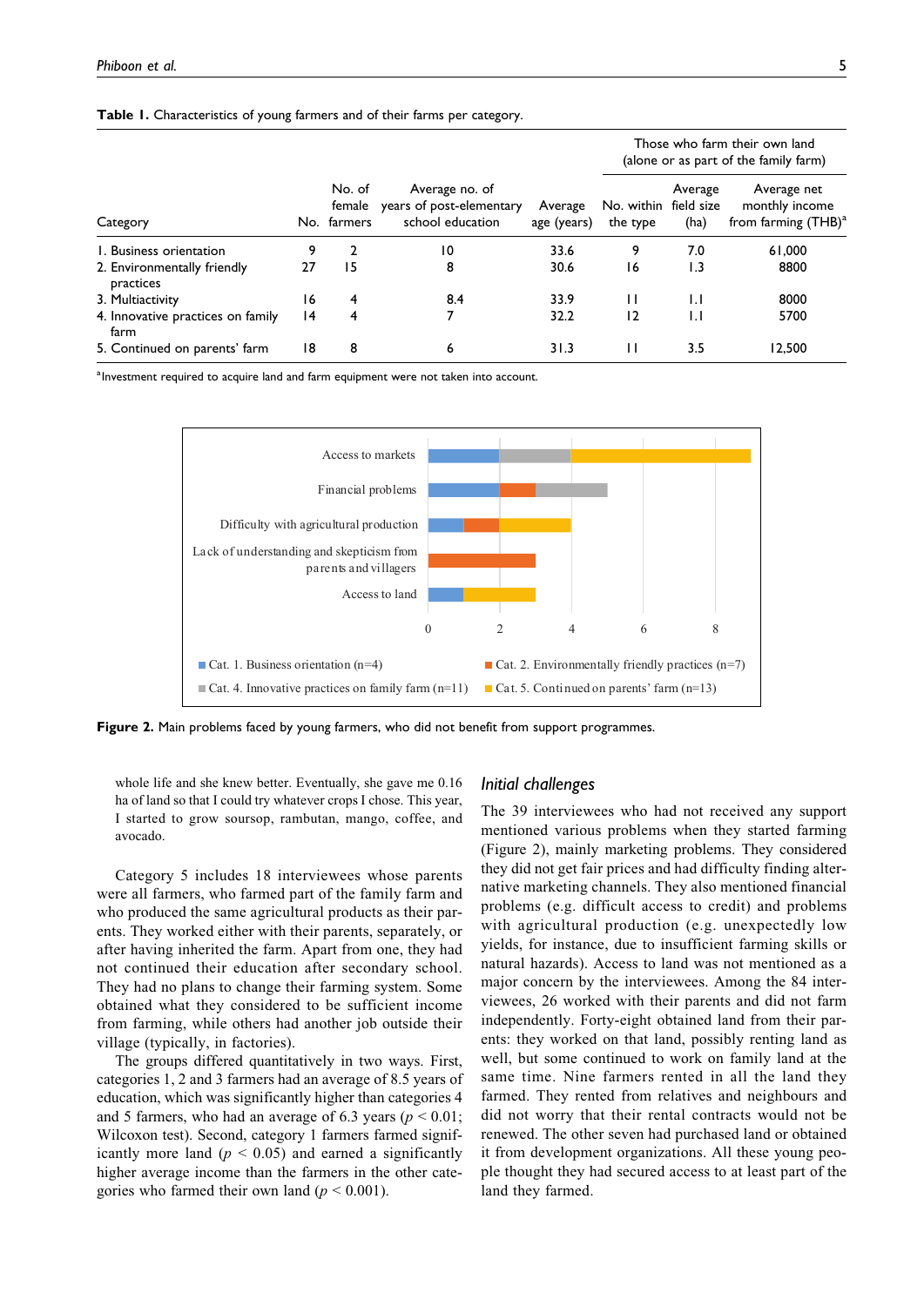**Table 1.** Characteristics of young farmers and of their farms per category.

| Category | No. | No. of female farmers | Average no. of years of post-elementary school education | Average age (years) | Those who farm their own land (alone or as part of the family farm) | | |
|---|---|---|---|---|---|---|---|
| | | | | | No. within the type | Average field size (ha) | Average net monthly income from farming (THB)[a] |
| 1. Business orientation | 9 | 2 | 10 | 33.6 | 9 | 7.0 | 61,000 |
| 2. Environmentally friendly practices | 27 | 15 | 8 | 30.6 | 16 | 1.3 | 8800 |
| 3. Multiactivity | 16 | 4 | 8.4 | 33.9 | 11 | 1.1 | 8000 |
| 4. Innovative practices on family farm | 14 | 4 | 7 | 32.2 | 12 | 1.1 | 5700 |
| 5. Continued on parents' farm | 18 | 8 | 6 | 31.3 | 11 | 3.5 | 12,500 |

[a]Investment required to acquire land and farm equipment were not taken into account.

**Figure 2.** Main problems faced by young farmers, who did not benefit from support programmes.

whole life and she knew better. Eventually, she gave me 0.16 ha of land so that I could try whatever crops I chose. This year, I started to grow soursop, rambutan, mango, coffee, and avocado.

Category 5 includes 18 interviewees whose parents were all farmers, who farmed part of the family farm and who produced the same agricultural products as their parents. They worked either with their parents, separately, or after having inherited the farm. Apart from one, they had not continued their education after secondary school. They had no plans to change their farming system. Some obtained what they considered to be sufficient income from farming, while others had another job outside their village (typically, in factories).

The groups differed quantitatively in two ways. First, categories 1, 2 and 3 farmers had an average of 8.5 years of education, which was significantly higher than categories 4 and 5 farmers, who had an average of 6.3 years ($p < 0.01$; Wilcoxon test). Second, category 1 farmers farmed significantly more land ($p < 0.05$) and earned a significantly higher average income than the farmers in the other categories who farmed their own land ($p < 0.001$).

## *Initial challenges*

The 39 interviewees who had not received any support mentioned various problems when they started farming (Figure 2), mainly marketing problems. They considered they did not get fair prices and had difficulty finding alternative marketing channels. They also mentioned financial problems (e.g. difficult access to credit) and problems with agricultural production (e.g. unexpectedly low yields, for instance, due to insufficient farming skills or natural hazards). Access to land was not mentioned as a major concern by the interviewees. Among the 84 interviewees, 26 worked with their parents and did not farm independently. Forty-eight obtained land from their parents: they worked on that land, possibly renting land as well, but some continued to work on family land at the same time. Nine farmers rented in all the land they farmed. They rented from relatives and neighbours and did not worry that their rental contracts would not be renewed. The other seven had purchased land or obtained it from development organizations. All these young people thought they had secured access to at least part of the land they farmed.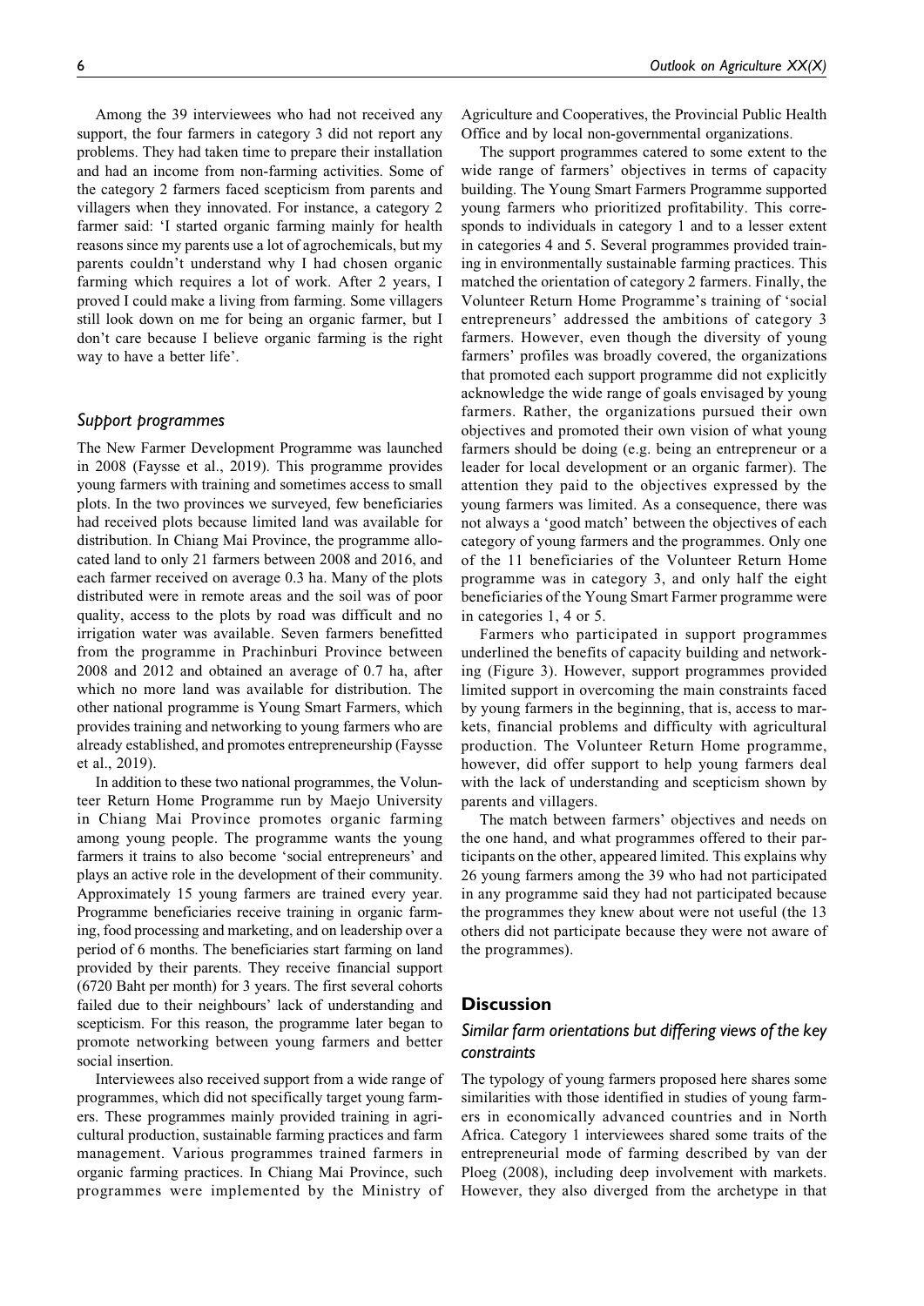Among the 39 interviewees who had not received any support, the four farmers in category 3 did not report any problems. They had taken time to prepare their installation and had an income from non-farming activities. Some of the category 2 farmers faced scepticism from parents and villagers when they innovated. For instance, a category 2 farmer said: 'I started organic farming mainly for health reasons since my parents use a lot of agrochemicals, but my parents couldn't understand why I had chosen organic farming which requires a lot of work. After 2 years, I proved I could make a living from farming. Some villagers still look down on me for being an organic farmer, but I don't care because I believe organic farming is the right way to have a better life'.

### Support programmes

The New Farmer Development Programme was launched in 2008 (Faysse et al., 2019). This programme provides young farmers with training and sometimes access to small plots. In the two provinces we surveyed, few beneficiaries had received plots because limited land was available for distribution. In Chiang Mai Province, the programme allocated land to only 21 farmers between 2008 and 2016, and each farmer received on average 0.3 ha. Many of the plots distributed were in remote areas and the soil was of poor quality, access to the plots by road was difficult and no irrigation water was available. Seven farmers benefitted from the programme in Prachinburi Province between 2008 and 2012 and obtained an average of 0.7 ha, after which no more land was available for distribution. The other national programme is Young Smart Farmers, which provides training and networking to young farmers who are already established, and promotes entrepreneurship (Faysse et al., 2019).

In addition to these two national programmes, the Volunteer Return Home Programme run by Maejo University in Chiang Mai Province promotes organic farming among young people. The programme wants the young farmers it trains to also become 'social entrepreneurs' and plays an active role in the development of their community. Approximately 15 young farmers are trained every year. Programme beneficiaries receive training in organic farming, food processing and marketing, and on leadership over a period of 6 months. The beneficiaries start farming on land provided by their parents. They receive financial support (6720 Baht per month) for 3 years. The first several cohorts failed due to their neighbours' lack of understanding and scepticism. For this reason, the programme later began to promote networking between young farmers and better social insertion.

Interviewees also received support from a wide range of programmes, which did not specifically target young farmers. These programmes mainly provided training in agricultural production, sustainable farming practices and farm management. Various programmes trained farmers in organic farming practices. In Chiang Mai Province, such programmes were implemented by the Ministry of Agriculture and Cooperatives, the Provincial Public Health Office and by local non-governmental organizations.

The support programmes catered to some extent to the wide range of farmers' objectives in terms of capacity building. The Young Smart Farmers Programme supported young farmers who prioritized profitability. This corresponds to individuals in category 1 and to a lesser extent in categories 4 and 5. Several programmes provided training in environmentally sustainable farming practices. This matched the orientation of category 2 farmers. Finally, the Volunteer Return Home Programme's training of 'social entrepreneurs' addressed the ambitions of category 3 farmers. However, even though the diversity of young farmers' profiles was broadly covered, the organizations that promoted each support programme did not explicitly acknowledge the wide range of goals envisaged by young farmers. Rather, the organizations pursued their own objectives and promoted their own vision of what young farmers should be doing (e.g. being an entrepreneur or a leader for local development or an organic farmer). The attention they paid to the objectives expressed by the young farmers was limited. As a consequence, there was not always a 'good match' between the objectives of each category of young farmers and the programmes. Only one of the 11 beneficiaries of the Volunteer Return Home programme was in category 3, and only half the eight beneficiaries of the Young Smart Farmer programme were in categories 1, 4 or 5.

Farmers who participated in support programmes underlined the benefits of capacity building and networking (Figure 3). However, support programmes provided limited support in overcoming the main constraints faced by young farmers in the beginning, that is, access to markets, financial problems and difficulty with agricultural production. The Volunteer Return Home programme, however, did offer support to help young farmers deal with the lack of understanding and scepticism shown by parents and villagers.

The match between farmers' objectives and needs on the one hand, and what programmes offered to their participants on the other, appeared limited. This explains why 26 young farmers among the 39 who had not participated in any programme said they had not participated because the programmes they knew about were not useful (the 13 others did not participate because they were not aware of the programmes).

## Discussion

### Similar farm orientations but differing views of the key constraints

The typology of young farmers proposed here shares some similarities with those identified in studies of young farmers in economically advanced countries and in North Africa. Category 1 interviewees shared some traits of the entrepreneurial mode of farming described by van der Ploeg (2008), including deep involvement with markets. However, they also diverged from the archetype in that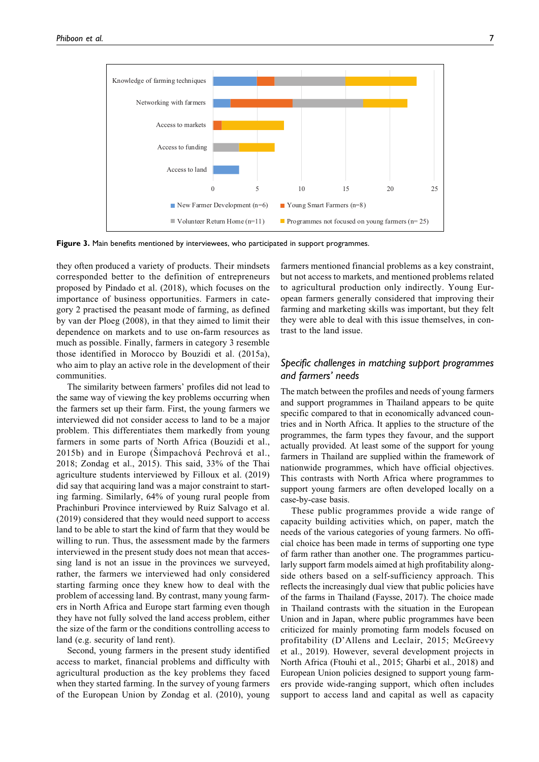**Figure 3.** Main benefits mentioned by interviewees, who participated in support programmes.

they often produced a variety of products. Their mindsets corresponded better to the definition of entrepreneurs proposed by Pindado et al. (2018), which focuses on the importance of business opportunities. Farmers in category 2 practised the peasant mode of farming, as defined by van der Ploeg (2008), in that they aimed to limit their dependence on markets and to use on-farm resources as much as possible. Finally, farmers in category 3 resemble those identified in Morocco by Bouzidi et al. (2015a), who aim to play an active role in the development of their communities.

The similarity between farmers' profiles did not lead to the same way of viewing the key problems occurring when the farmers set up their farm. First, the young farmers we interviewed did not consider access to land to be a major problem. This differentiates them markedly from young farmers in some parts of North Africa (Bouzidi et al., 2015b) and in Europe (Šimpachová Pechrová et al., 2018; Zondag et al., 2015). This said, 33% of the Thai agriculture students interviewed by Filloux et al. (2019) did say that acquiring land was a major constraint to starting farming. Similarly, 64% of young rural people from Prachinburi Province interviewed by Ruiz Salvago et al. (2019) considered that they would need support to access land to be able to start the kind of farm that they would be willing to run. Thus, the assessment made by the farmers interviewed in the present study does not mean that accessing land is not an issue in the provinces we surveyed, rather, the farmers we interviewed had only considered starting farming once they knew how to deal with the problem of accessing land. By contrast, many young farmers in North Africa and Europe start farming even though they have not fully solved the land access problem, either the size of the farm or the conditions controlling access to land (e.g. security of land rent).

Second, young farmers in the present study identified access to market, financial problems and difficulty with agricultural production as the key problems they faced when they started farming. In the survey of young farmers of the European Union by Zondag et al. (2010), young farmers mentioned financial problems as a key constraint, but not access to markets, and mentioned problems related to agricultural production only indirectly. Young European farmers generally considered that improving their farming and marketing skills was important, but they felt they were able to deal with this issue themselves, in contrast to the land issue.

## Specific challenges in matching support programmes and farmers' needs

The match between the profiles and needs of young farmers and support programmes in Thailand appears to be quite specific compared to that in economically advanced countries and in North Africa. It applies to the structure of the programmes, the farm types they favour, and the support actually provided. At least some of the support for young farmers in Thailand are supplied within the framework of nationwide programmes, which have official objectives. This contrasts with North Africa where programmes to support young farmers are often developed locally on a case-by-case basis.

These public programmes provide a wide range of capacity building activities which, on paper, match the needs of the various categories of young farmers. No official choice has been made in terms of supporting one type of farm rather than another one. The programmes particularly support farm models aimed at high profitability alongside others based on a self-sufficiency approach. This reflects the increasingly dual view that public policies have of the farms in Thailand (Faysse, 2017). The choice made in Thailand contrasts with the situation in the European Union and in Japan, where public programmes have been criticized for mainly promoting farm models focused on profitability (D'Allens and Leclair, 2015; McGreevy et al., 2019). However, several development projects in North Africa (Ftouhi et al., 2015; Gharbi et al., 2018) and European Union policies designed to support young farmers provide wide-ranging support, which often includes support to access land and capital as well as capacity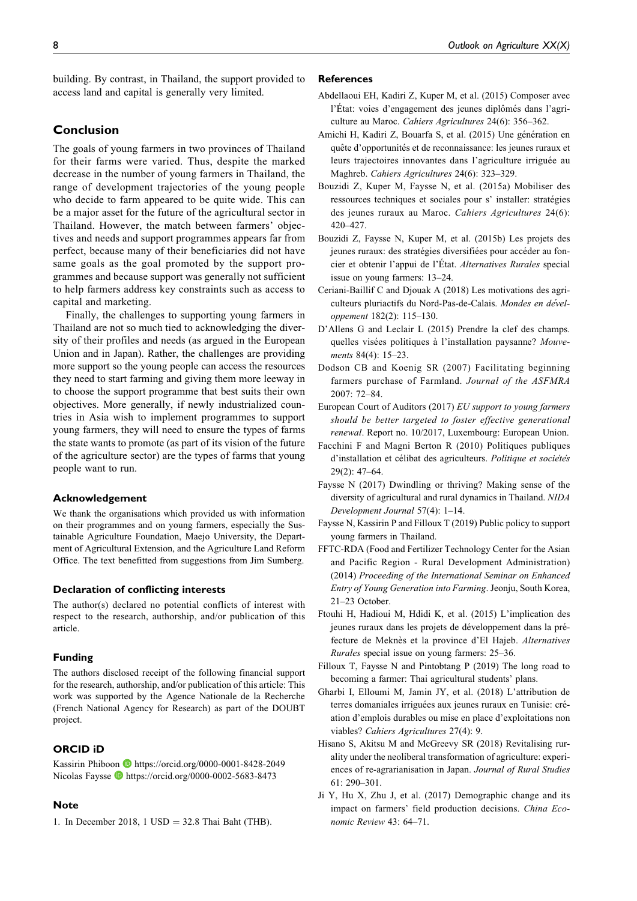building. By contrast, in Thailand, the support provided to access land and capital is generally very limited.

## Conclusion

The goals of young farmers in two provinces of Thailand for their farms were varied. Thus, despite the marked decrease in the number of young farmers in Thailand, the range of development trajectories of the young people who decide to farm appeared to be quite wide. This can be a major asset for the future of the agricultural sector in Thailand. However, the match between farmers' objectives and needs and support programmes appears far from perfect, because many of their beneficiaries did not have same goals as the goal promoted by the support programmes and because support was generally not sufficient to help farmers address key constraints such as access to capital and marketing.

Finally, the challenges to supporting young farmers in Thailand are not so much tied to acknowledging the diversity of their profiles and needs (as argued in the European Union and in Japan). Rather, the challenges are providing more support so the young people can access the resources they need to start farming and giving them more leeway in to choose the support programme that best suits their own objectives. More generally, if newly industrialized countries in Asia wish to implement programmes to support young farmers, they will need to ensure the types of farms the state wants to promote (as part of its vision of the future of the agriculture sector) are the types of farms that young people want to run.

### Acknowledgement

We thank the organisations which provided us with information on their programmes and on young farmers, especially the Sustainable Agriculture Foundation, Maejo University, the Department of Agricultural Extension, and the Agriculture Land Reform Office. The text benefitted from suggestions from Jim Sumberg.

### Declaration of conflicting interests

The author(s) declared no potential conflicts of interest with respect to the research, authorship, and/or publication of this article.

### Funding

The authors disclosed receipt of the following financial support for the research, authorship, and/or publication of this article: This work was supported by the Agence Nationale de la Recherche (French National Agency for Research) as part of the DOUBT project.

### ORCID iD

Kassirin Phiboon https://orcid.org/0000-0001-8428-2049
Nicolas Faysse https://orcid.org/0000-0002-5683-8473

### Note

1. In December 2018, 1 USD = 32.8 Thai Baht (THB).

### References

Abdellaoui EH, Kadiri Z, Kuper M, et al. (2015) Composer avec l'État: voies d'engagement des jeunes diplômés dans l'agriculture au Maroc. *Cahiers Agricultures* 24(6): 356–362.

Amichi H, Kadiri Z, Bouarfa S, et al. (2015) Une génération en quête d'opportunités et de reconnaissance: les jeunes ruraux et leurs trajectoires innovantes dans l'agriculture irriguée au Maghreb. *Cahiers Agricultures* 24(6): 323–329.

Bouzidi Z, Kuper M, Faysse N, et al. (2015a) Mobiliser des ressources techniques et sociales pour s' installer: stratégies des jeunes ruraux au Maroc. *Cahiers Agricultures* 24(6): 420–427.

Bouzidi Z, Faysse N, Kuper M, et al. (2015b) Les projets des jeunes ruraux: des stratégies diversifiées pour accéder au foncier et obtenir l'appui de l'État. *Alternatives Rurales* special issue on young farmers: 13–24.

Ceriani-Baillif C and Djouak A (2018) Les motivations des agriculteurs pluriactifs du Nord-Pas-de-Calais. *Mondes en développement* 182(2): 115–130.

D'Allens G and Leclair L (2015) Prendre la clef des champs. quelles visées politiques à l'installation paysanne? *Mouvements* 84(4): 15–23.

Dodson CB and Koenig SR (2007) Facilitating beginning farmers purchase of Farmland. *Journal of the ASFMRA* 2007: 72–84.

European Court of Auditors (2017) *EU support to young farmers should be better targeted to foster effective generational renewal*. Report no. 10/2017, Luxembourg: European Union.

Facchini F and Magni Berton R (2010) Politiques publiques d'installation et célibat des agriculteurs. *Politique et sociétés* 29(2): 47–64.

Faysse N (2017) Dwindling or thriving? Making sense of the diversity of agricultural and rural dynamics in Thailand. *NIDA Development Journal* 57(4): 1–14.

Faysse N, Kassirin P and Filloux T (2019) Public policy to support young farmers in Thailand.

FFTC-RDA (Food and Fertilizer Technology Center for the Asian and Pacific Region - Rural Development Administration) (2014) *Proceeding of the International Seminar on Enhanced Entry of Young Generation into Farming*. Jeonju, South Korea, 21–23 October.

Ftouhi H, Hadioui M, Hdidi K, et al. (2015) L'implication des jeunes ruraux dans les projets de développement dans la préfecture de Meknès et la province d'El Hajeb. *Alternatives Rurales* special issue on young farmers: 25–36.

Filloux T, Faysse N and Pintobtang P (2019) The long road to becoming a farmer: Thai agricultural students' plans.

Gharbi I, Elloumi M, Jamin JY, et al. (2018) L'attribution de terres domaniales irriguées aux jeunes ruraux en Tunisie: création d'emplois durables ou mise en place d'exploitations non viables? *Cahiers Agricultures* 27(4): 9.

Hisano S, Akitsu M and McGreevy SR (2018) Revitalising rurality under the neoliberal transformation of agriculture: experiences of re-agrarianisation in Japan. *Journal of Rural Studies* 61: 290–301.

Ji Y, Hu X, Zhu J, et al. (2017) Demographic change and its impact on farmers' field production decisions. *China Economic Review* 43: 64–71.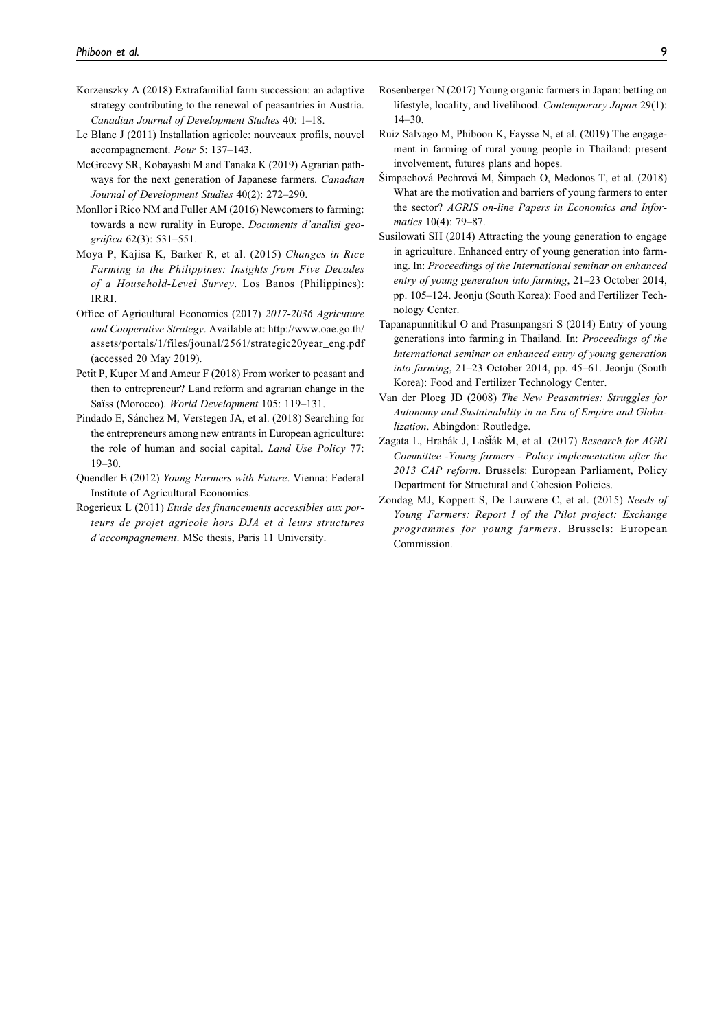Korzenszky A (2018) Extrafamilial farm succession: an adaptive strategy contributing to the renewal of peasantries in Austria. *Canadian Journal of Development Studies* 40: 1–18.

Le Blanc J (2011) Installation agricole: nouveaux profils, nouvel accompagnement. *Pour* 5: 137–143.

McGreevy SR, Kobayashi M and Tanaka K (2019) Agrarian pathways for the next generation of Japanese farmers. *Canadian Journal of Development Studies* 40(2): 272–290.

Monllor i Rico NM and Fuller AM (2016) Newcomers to farming: towards a new rurality in Europe. *Documents d'anàlisi geogràfica* 62(3): 531–551.

Moya P, Kajisa K, Barker R, et al. (2015) *Changes in Rice Farming in the Philippines: Insights from Five Decades of a Household-Level Survey*. Los Banos (Philippines): IRRI.

Office of Agricultural Economics (2017) *2017-2036 Agricuture and Cooperative Strategy*. Available at: http://www.oae.go.th/assets/portals/1/files/jounal/2561/strategic20year_eng.pdf (accessed 20 May 2019).

Petit P, Kuper M and Ameur F (2018) From worker to peasant and then to entrepreneur? Land reform and agrarian change in the Saïss (Morocco). *World Development* 105: 119–131.

Pindado E, Sánchez M, Verstegen JA, et al. (2018) Searching for the entrepreneurs among new entrants in European agriculture: the role of human and social capital. *Land Use Policy* 77: 19–30.

Quendler E (2012) *Young Farmers with Future*. Vienna: Federal Institute of Agricultural Economics.

Rogerieux L (2011) *Etude des financements accessibles aux porteurs de projet agricole hors DJA et à leurs structures d'accompagnement*. MSc thesis, Paris 11 University.

Rosenberger N (2017) Young organic farmers in Japan: betting on lifestyle, locality, and livelihood. *Contemporary Japan* 29(1): 14–30.

Ruiz Salvago M, Phiboon K, Faysse N, et al. (2019) The engagement in farming of rural young people in Thailand: present involvement, futures plans and hopes.

Šimpachová Pechrová M, Šimpach O, Medonos T, et al. (2018) What are the motivation and barriers of young farmers to enter the sector? *AGRIS on-line Papers in Economics and Informatics* 10(4): 79–87.

Susilowati SH (2014) Attracting the young generation to engage in agriculture. Enhanced entry of young generation into farming. In: *Proceedings of the International seminar on enhanced entry of young generation into farming*, 21–23 October 2014, pp. 105–124. Jeonju (South Korea): Food and Fertilizer Technology Center.

Tapanapunnitikul O and Prasunpangsri S (2014) Entry of young generations into farming in Thailand. In: *Proceedings of the International seminar on enhanced entry of young generation into farming*, 21–23 October 2014, pp. 45–61. Jeonju (South Korea): Food and Fertilizer Technology Center.

Van der Ploeg JD (2008) *The New Peasantries: Struggles for Autonomy and Sustainability in an Era of Empire and Globalization*. Abingdon: Routledge.

Zagata L, Hrabák J, Lošťák M, et al. (2017) *Research for AGRI Committee -Young farmers - Policy implementation after the 2013 CAP reform*. Brussels: European Parliament, Policy Department for Structural and Cohesion Policies.

Zondag MJ, Koppert S, De Lauwere C, et al. (2015) *Needs of Young Farmers: Report I of the Pilot project: Exchange programmes for young farmers*. Brussels: European Commission.